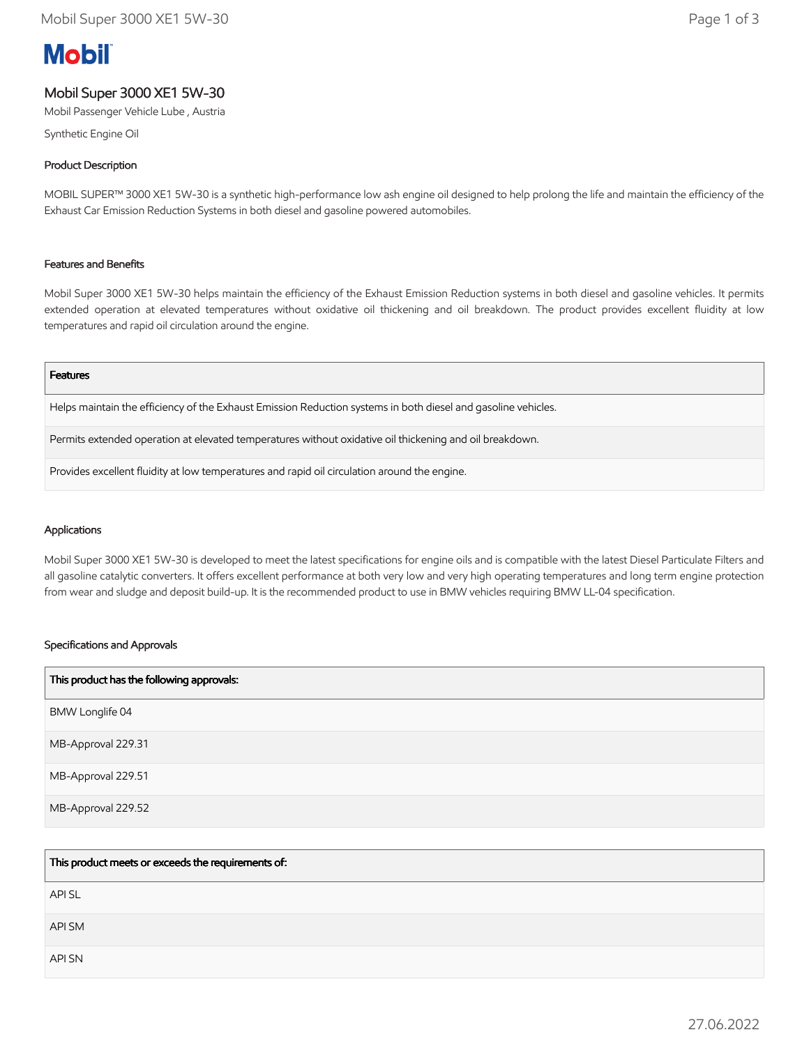# Mobil

## Mobil Super 3000 XE1 5W-30

Mobil Passenger Vehicle Lube , Austria

Synthetic Engine Oil

### Product Description

MOBIL SUPER™ 3000 XE1 5W-30 is a synthetic high-performance low ash engine oil designed to help prolong the life and maintain the efficiency of the Exhaust Car Emission Reduction Systems in both diesel and gasoline powered automobiles.

### Features and Benefits

Mobil Super 3000 XE1 5W-30 helps maintain the efficiency of the Exhaust Emission Reduction systems in both diesel and gasoline vehicles. It permits extended operation at elevated temperatures without oxidative oil thickening and oil breakdown. The product provides excellent fluidity at low temperatures and rapid oil circulation around the engine.

| Features |
| --- |
| Helps maintain the efficiency of the Exhaust Emission Reduction systems in both diesel and gasoline vehicles. |
| Permits extended operation at elevated temperatures without oxidative oil thickening and oil breakdown. |
| Provides excellent fluidity at low temperatures and rapid oil circulation around the engine. |

### Applications

Mobil Super 3000 XE1 5W-30 is developed to meet the latest specifications for engine oils and is compatible with the latest Diesel Particulate Filters and all gasoline catalytic converters. It offers excellent performance at both very low and very high operating temperatures and long term engine protection from wear and sludge and deposit build-up. It is the recommended product to use in BMW vehicles requiring BMW LL-04 specification.

### Specifications and Approvals

| This product has the following approvals: |
| --- |
| BMW Longlife 04 |
| MB-Approval 229.31 |
| MB-Approval 229.51 |
| MB-Approval 229.52 |

| This product meets or exceeds the requirements of: |
| --- |
| API SL |
| API SM |
| API SN |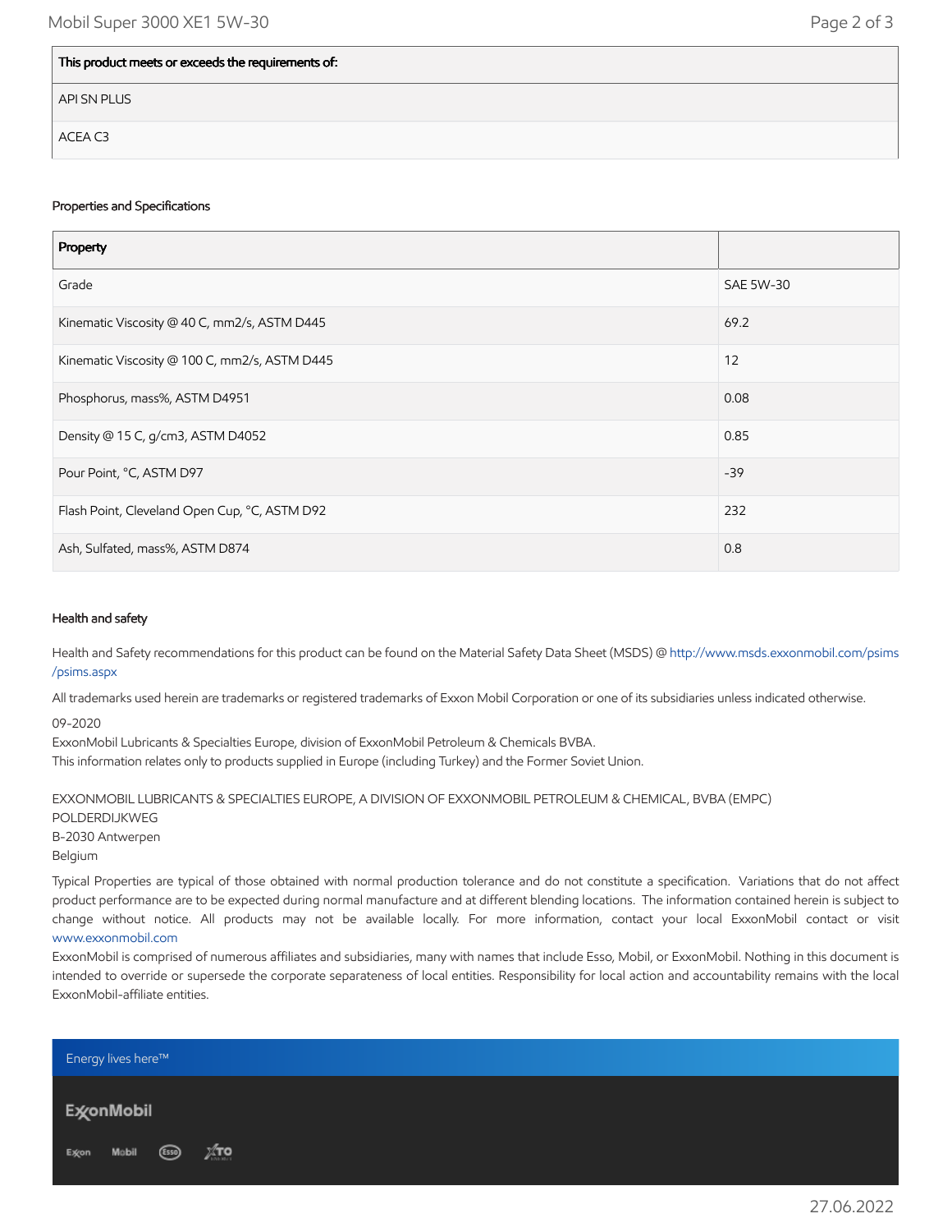| This product meets or exceeds the requirements of: |
|---|
| API SN PLUS |
| ACEA C3 |

### Properties and Specifications

| Property | |
|---|---|
| Grade | SAE 5W-30 |
| Kinematic Viscosity @ 40 C, mm2/s, ASTM D445 | 69.2 |
| Kinematic Viscosity @ 100 C, mm2/s, ASTM D445 | 12 |
| Phosphorus, mass%, ASTM D4951 | 0.08 |
| Density @ 15 C, g/cm3, ASTM D4052 | 0.85 |
| Pour Point, °C, ASTM D97 | -39 |
| Flash Point, Cleveland Open Cup, °C, ASTM D92 | 232 |
| Ash, Sulfated, mass%, ASTM D874 | 0.8 |

### Health and safety

Health and Safety recommendations for this product can be found on the Material Safety Data Sheet (MSDS) @ http://www.msds.exxonmobil.com/psims/psims.aspx

All trademarks used herein are trademarks or registered trademarks of Exxon Mobil Corporation or one of its subsidiaries unless indicated otherwise.

09-2020
ExxonMobil Lubricants & Specialties Europe, division of ExxonMobil Petroleum & Chemicals BVBA.
This information relates only to products supplied in Europe (including Turkey) and the Former Soviet Union.

EXXONMOBIL LUBRICANTS & SPECIALTIES EUROPE, A DIVISION OF EXXONMOBIL PETROLEUM & CHEMICAL, BVBA (EMPC)
POLDERDIJKWEG
B-2030 Antwerpen
Belgium

Typical Properties are typical of those obtained with normal production tolerance and do not constitute a specification. Variations that do not affect product performance are to be expected during normal manufacture and at different blending locations. The information contained herein is subject to change without notice. All products may not be available locally. For more information, contact your local ExxonMobil contact or visit www.exxonmobil.com

ExxonMobil is comprised of numerous affiliates and subsidiaries, many with names that include Esso, Mobil, or ExxonMobil. Nothing in this document is intended to override or supersede the corporate separateness of local entities. Responsibility for local action and accountability remains with the local ExxonMobil-affiliate entities.

Energy lives here™

ExxonMobil

Exxon Mobil Esso XTO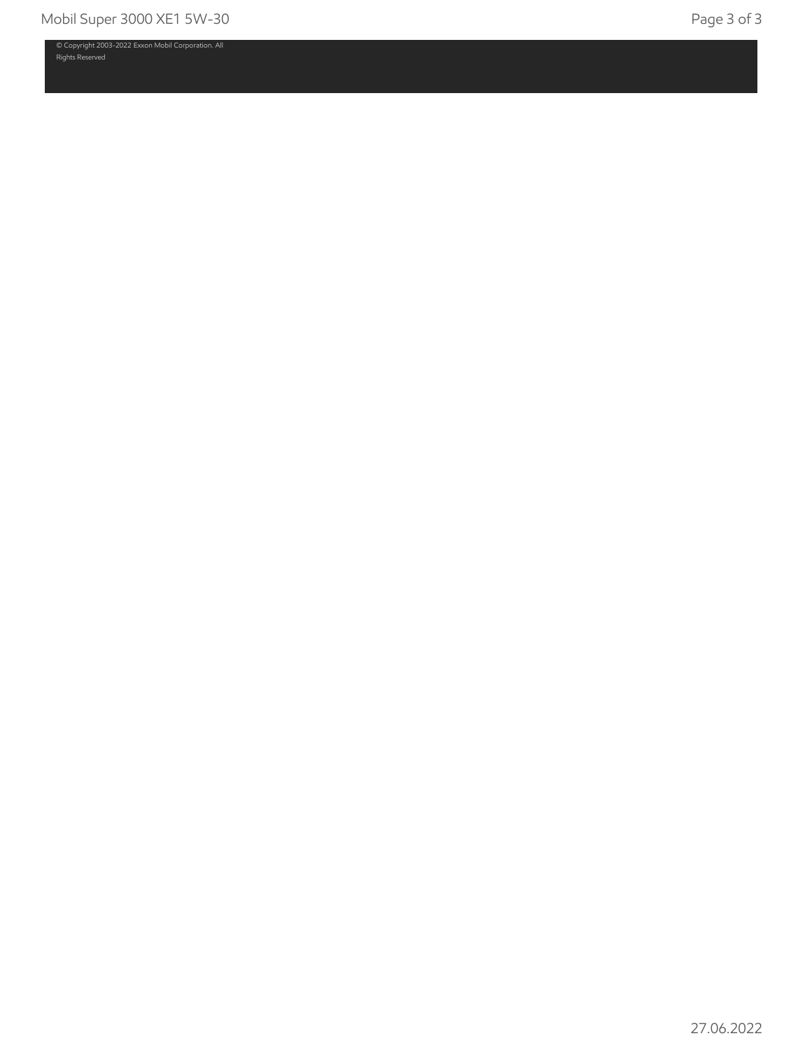© Copyright 2003-2022 Exxon Mobil Corporation. All Rights Reserved